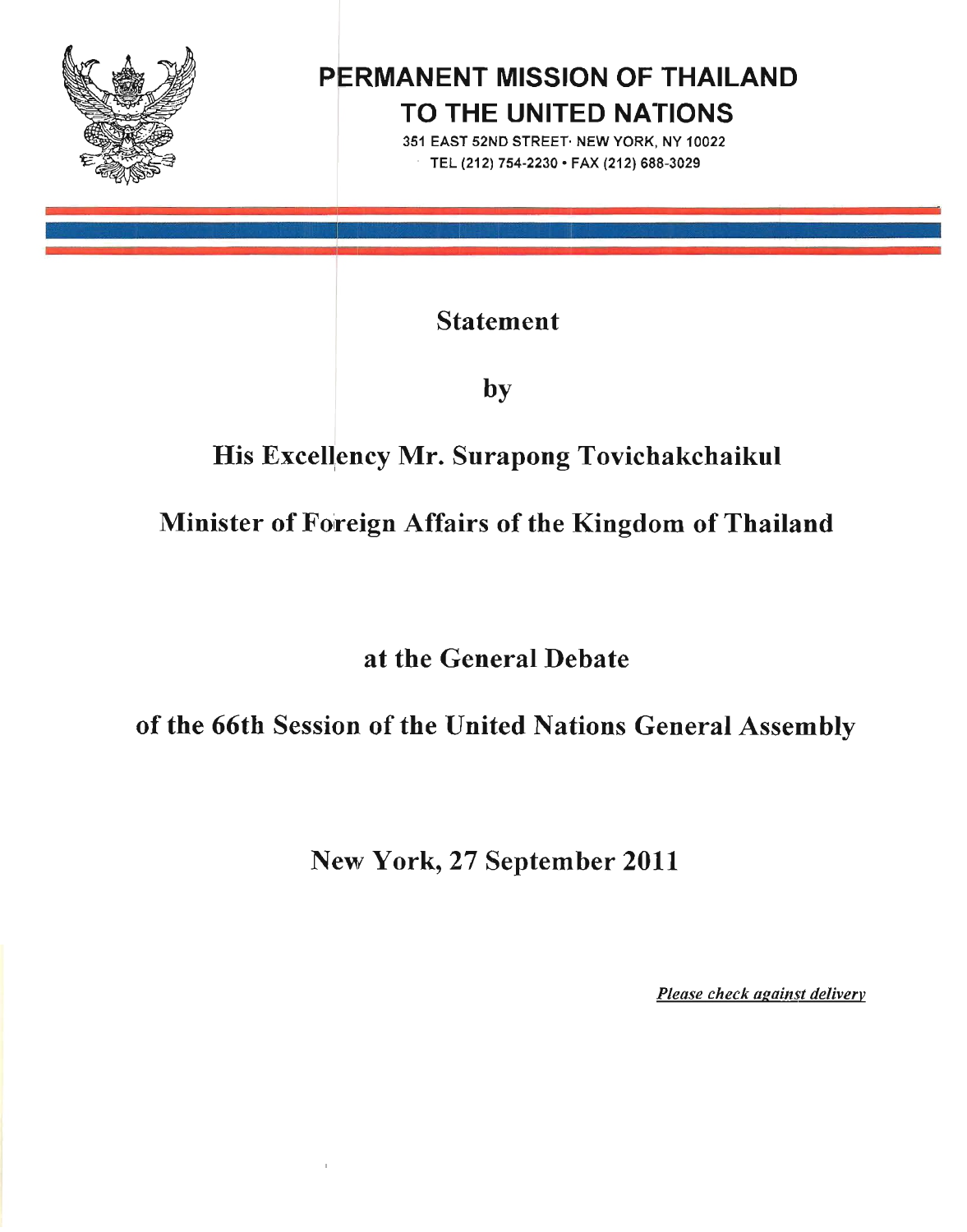# PERMANENT MISSION OF THAILAND TO THE UNITED NATIONS

351 EAST 52ND STREET· NEW YORK, NY 10022

TEL (212) 754-2230 • FAX (212) 688-3029

## Statement

## by

## His Excellency Mr. Surapong Tovichakchaikul

## Minister of Foreign Affairs of the Kingdom of Thailand

## at the General Debate

## of the 66th Session of the United Nations General Assembly

## New York, 27 September 2011

***Please check against delivery***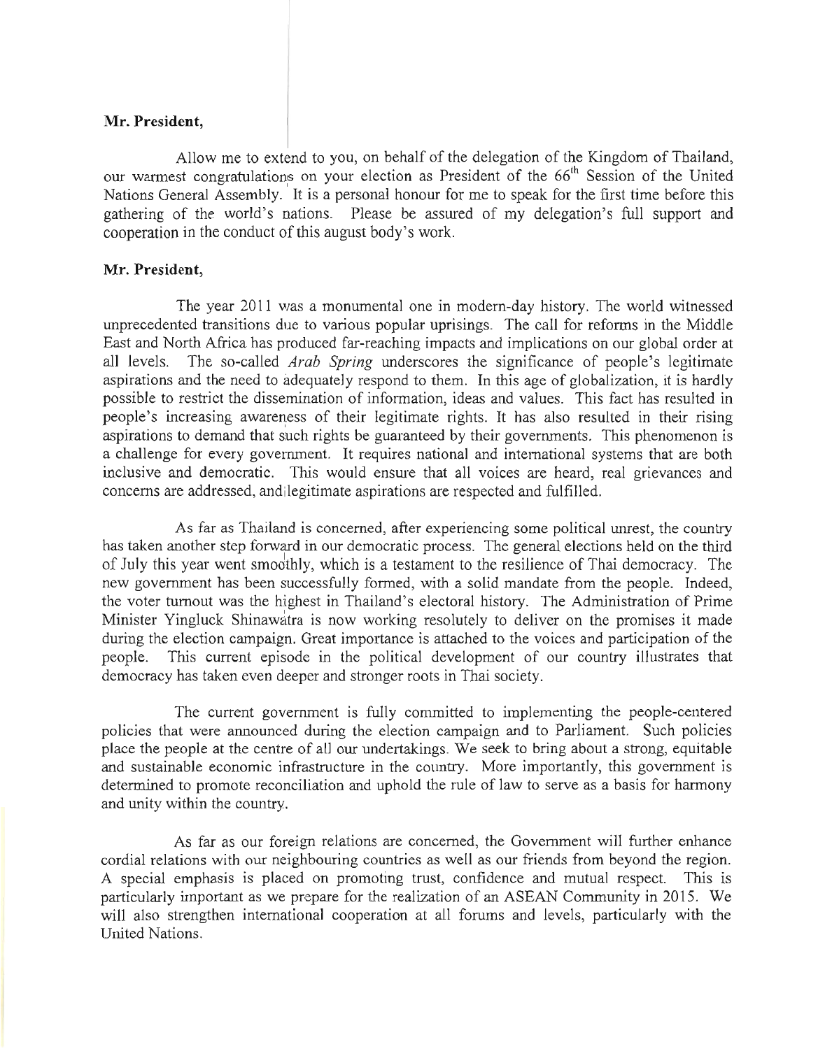**Mr. President,**

Allow me to extend to you, on behalf of the delegation of the Kingdom of Thailand, our warmest congratulations on your election as President of the 66th Session of the United Nations General Assembly. It is a personal honour for me to speak for the first time before this gathering of the world's nations. Please be assured of my delegation's full support and cooperation in the conduct of this august body's work.

**Mr. President,**

The year 2011 was a monumental one in modern-day history. The world witnessed unprecedented transitions due to various popular uprisings. The call for reforms in the Middle East and North Africa has produced far-reaching impacts and implications on our global order at all levels. The so-called *Arab Spring* underscores the significance of people's legitimate aspirations and the need to adequately respond to them. In this age of globalization, it is hardly possible to restrict the dissemination of information, ideas and values. This fact has resulted in people's increasing awareness of their legitimate rights. It has also resulted in their rising aspirations to demand that such rights be guaranteed by their governments. This phenomenon is a challenge for every government. It requires national and international systems that are both inclusive and democratic. This would ensure that all voices are heard, real grievances and concerns are addressed, and legitimate aspirations are respected and fulfilled.

As far as Thailand is concerned, after experiencing some political unrest, the country has taken another step forward in our democratic process. The general elections held on the third of July this year went smoothly, which is a testament to the resilience of Thai democracy. The new government has been successfully formed, with a solid mandate from the people. Indeed, the voter turnout was the highest in Thailand's electoral history. The Administration of Prime Minister Yingluck Shinawatra is now working resolutely to deliver on the promises it made during the election campaign. Great importance is attached to the voices and participation of the people. This current episode in the political development of our country illustrates that democracy has taken even deeper and stronger roots in Thai society.

The current government is fully committed to implementing the people-centered policies that were announced during the election campaign and to Parliament. Such policies place the people at the centre of all our undertakings. We seek to bring about a strong, equitable and sustainable economic infrastructure in the country. More importantly, this government is determined to promote reconciliation and uphold the rule of law to serve as a basis for harmony and unity within the country.

As far as our foreign relations are concerned, the Government will further enhance cordial relations with our neighbouring countries as well as our friends from beyond the region. A special emphasis is placed on promoting trust, confidence and mutual respect. This is particularly important as we prepare for the realization of an ASEAN Community in 2015. We will also strengthen international cooperation at all forums and levels, particularly with the United Nations.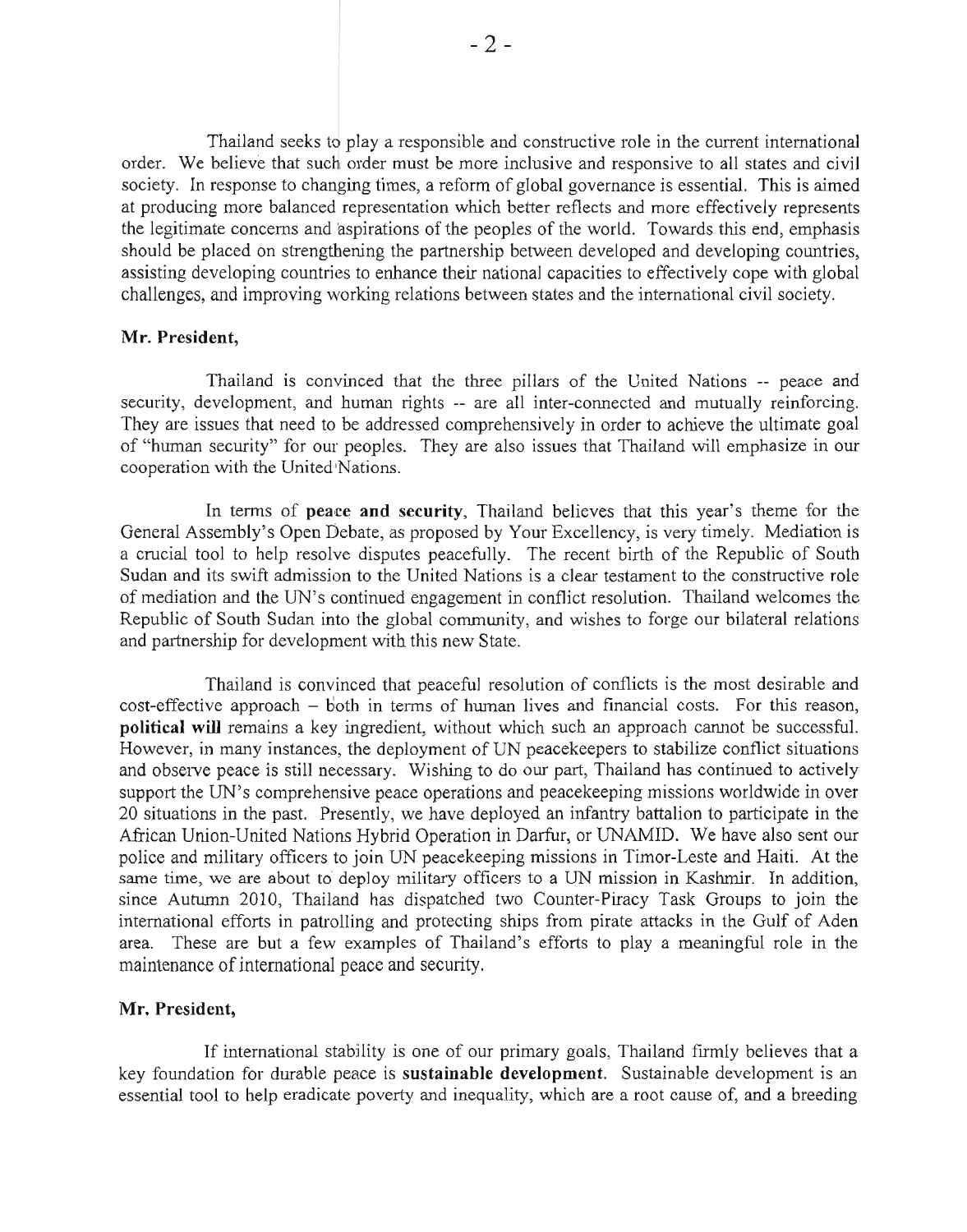Thailand seeks to play a responsible and constructive role in the current international order. We believe that such order must be more inclusive and responsive to all states and civil society. In response to changing times, a reform of global governance is essential. This is aimed at producing more balanced representation which better reflects and more effectively represents the legitimate concerns and aspirations of the peoples of the world. Towards this end, emphasis should be placed on strengthening the partnership between developed and developing countries, assisting developing countries to enhance their national capacities to effectively cope with global challenges, and improving working relations between states and the international civil society.

**Mr. President,**

Thailand is convinced that the three pillars of the United Nations -- peace and security, development, and human rights -- are all inter-connected and mutually reinforcing. They are issues that need to be addressed comprehensively in order to achieve the ultimate goal of "human security" for our peoples. They are also issues that Thailand will emphasize in our cooperation with the United Nations.

In terms of **peace and security**, Thailand believes that this year's theme for the General Assembly's Open Debate, as proposed by Your Excellency, is very timely. Mediation is a crucial tool to help resolve disputes peacefully. The recent birth of the Republic of South Sudan and its swift admission to the United Nations is a clear testament to the constructive role of mediation and the UN's continued engagement in conflict resolution. Thailand welcomes the Republic of South Sudan into the global community, and wishes to forge our bilateral relations and partnership for development with this new State.

Thailand is convinced that peaceful resolution of conflicts is the most desirable and cost-effective approach – both in terms of human lives and financial costs. For this reason, **political will** remains a key ingredient, without which such an approach cannot be successful. However, in many instances, the deployment of UN peacekeepers to stabilize conflict situations and observe peace is still necessary. Wishing to do our part, Thailand has continued to actively support the UN's comprehensive peace operations and peacekeeping missions worldwide in over 20 situations in the past. Presently, we have deployed an infantry battalion to participate in the African Union-United Nations Hybrid Operation in Darfur, or UNAMID. We have also sent our police and military officers to join UN peacekeeping missions in Timor-Leste and Haiti. At the same time, we are about to deploy military officers to a UN mission in Kashmir. In addition, since Autumn 2010, Thailand has dispatched two Counter-Piracy Task Groups to join the international efforts in patrolling and protecting ships from pirate attacks in the Gulf of Aden area. These are but a few examples of Thailand's efforts to play a meaningful role in the maintenance of international peace and security.

**Mr. President,**

If international stability is one of our primary goals, Thailand firmly believes that a key foundation for durable peace is **sustainable development**. Sustainable development is an essential tool to help eradicate poverty and inequality, which are a root cause of, and a breeding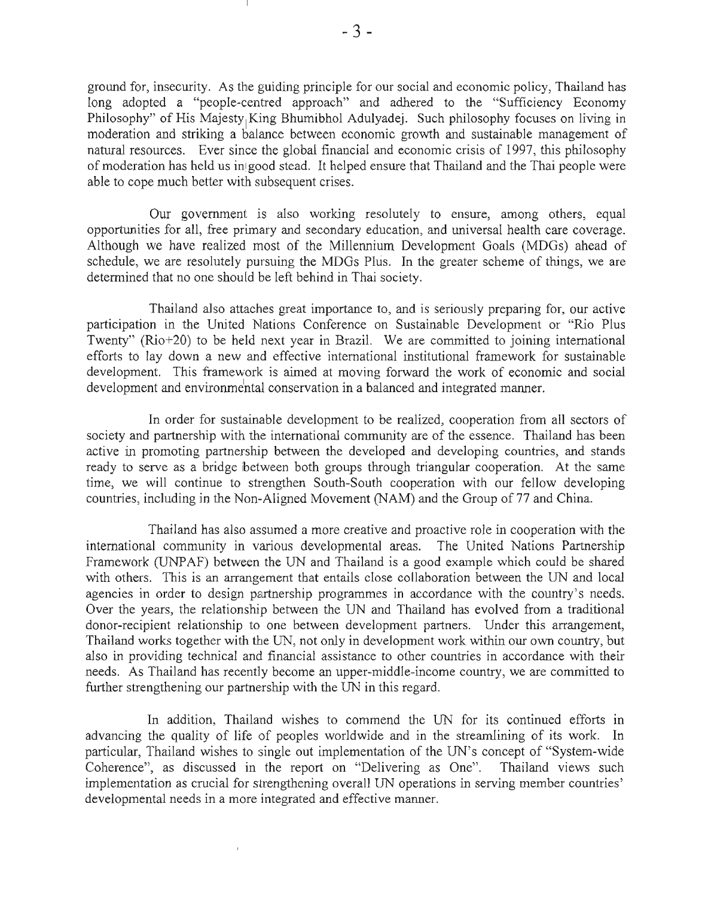ground for, insecurity. As the guiding principle for our social and economic policy, Thailand has long adopted a "people-centred approach" and adhered to the "Sufficiency Economy Philosophy" of His Majesty King Bhumibhol Adulyadej. Such philosophy focuses on living in moderation and striking a balance between economic growth and sustainable management of natural resources. Ever since the global financial and economic crisis of 1997, this philosophy of moderation has held us in good stead. It helped ensure that Thailand and the Thai people were able to cope much better with subsequent crises.

Our government is also working resolutely to ensure, among others, equal opportunities for all, free primary and secondary education, and universal health care coverage. Although we have realized most of the Millennium Development Goals (MDGs) ahead of schedule, we are resolutely pursuing the MDGs Plus. In the greater scheme of things, we are determined that no one should be left behind in Thai society.

Thailand also attaches great importance to, and is seriously preparing for, our active participation in the United Nations Conference on Sustainable Development or "Rio Plus Twenty" (Rio+20) to be held next year in Brazil. We are committed to joining international efforts to lay down a new and effective international institutional framework for sustainable development. This framework is aimed at moving forward the work of economic and social development and environmental conservation in a balanced and integrated manner.

In order for sustainable development to be realized, cooperation from all sectors of society and partnership with the international community are of the essence. Thailand has been active in promoting partnership between the developed and developing countries, and stands ready to serve as a bridge between both groups through triangular cooperation. At the same time, we will continue to strengthen South-South cooperation with our fellow developing countries, including in the Non-Aligned Movement (NAM) and the Group of 77 and China.

Thailand has also assumed a more creative and proactive role in cooperation with the international community in various developmental areas. The United Nations Partnership Framework (UNPAF) between the UN and Thailand is a good example which could be shared with others. This is an arrangement that entails close collaboration between the UN and local agencies in order to design partnership programmes in accordance with the country's needs. Over the years, the relationship between the UN and Thailand has evolved from a traditional donor-recipient relationship to one between development partners. Under this arrangement, Thailand works together with the UN, not only in development work within our own country, but also in providing technical and financial assistance to other countries in accordance with their needs. As Thailand has recently become an upper-middle-income country, we are committed to further strengthening our partnership with the UN in this regard.

In addition, Thailand wishes to commend the UN for its continued efforts in advancing the quality of life of peoples worldwide and in the streamlining of its work. In particular, Thailand wishes to single out implementation of the UN's concept of "System-wide Coherence", as discussed in the report on "Delivering as One". Thailand views such implementation as crucial for strengthening overall UN operations in serving member countries' developmental needs in a more integrated and effective manner.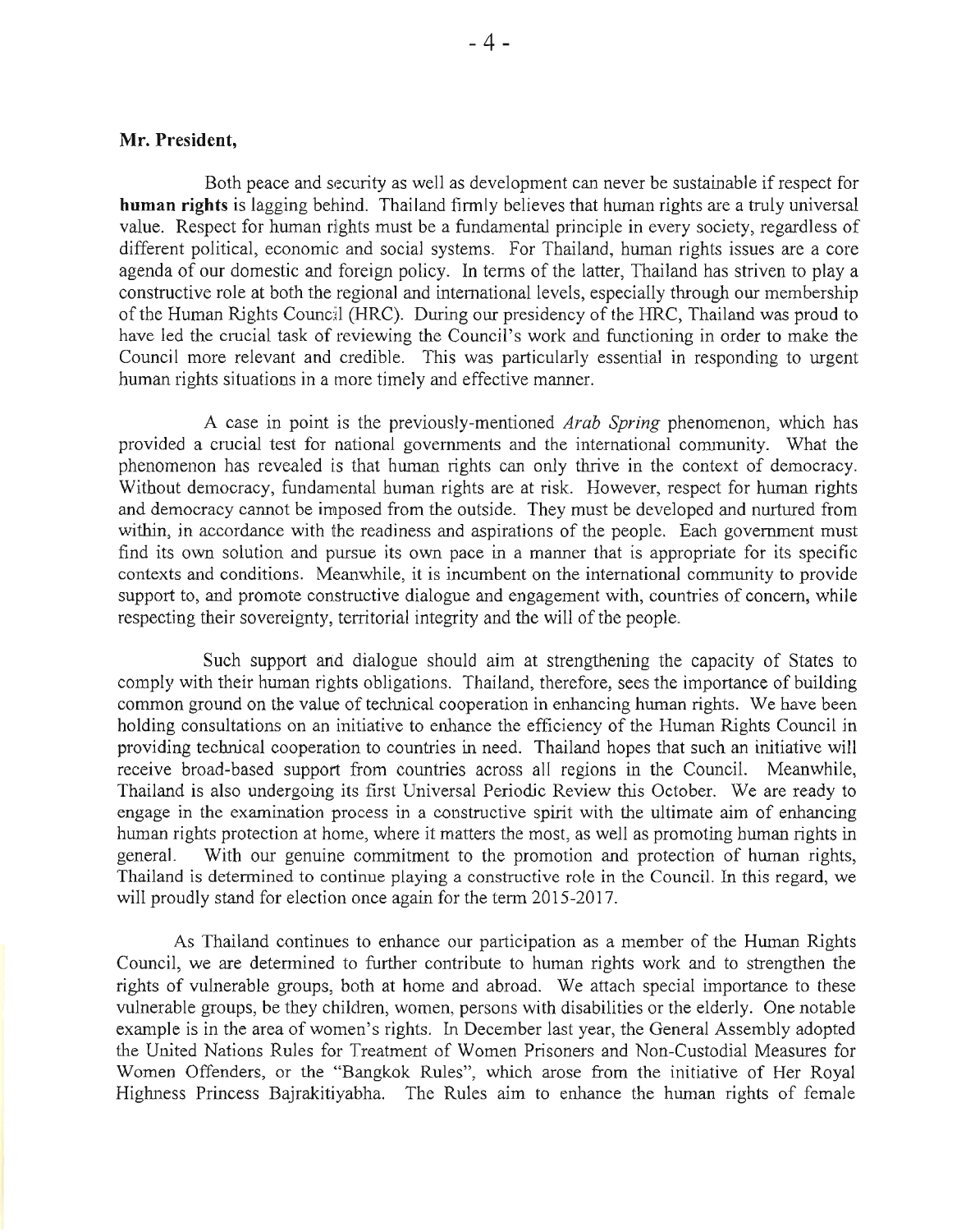**Mr. President,**

Both peace and security as well as development can never be sustainable if respect for **human rights** is lagging behind. Thailand firmly believes that human rights are a truly universal value. Respect for human rights must be a fundamental principle in every society, regardless of different political, economic and social systems. For Thailand, human rights issues are a core agenda of our domestic and foreign policy. In terms of the latter, Thailand has striven to play a constructive role at both the regional and international levels, especially through our membership of the Human Rights Council (HRC). During our presidency of the HRC, Thailand was proud to have led the crucial task of reviewing the Council's work and functioning in order to make the Council more relevant and credible. This was particularly essential in responding to urgent human rights situations in a more timely and effective manner.

A case in point is the previously-mentioned *Arab Spring* phenomenon, which has provided a crucial test for national governments and the international community. What the phenomenon has revealed is that human rights can only thrive in the context of democracy. Without democracy, fundamental human rights are at risk. However, respect for human rights and democracy cannot be imposed from the outside. They must be developed and nurtured from within, in accordance with the readiness and aspirations of the people. Each government must find its own solution and pursue its own pace in a manner that is appropriate for its specific contexts and conditions. Meanwhile, it is incumbent on the international community to provide support to, and promote constructive dialogue and engagement with, countries of concern, while respecting their sovereignty, territorial integrity and the will of the people.

Such support and dialogue should aim at strengthening the capacity of States to comply with their human rights obligations. Thailand, therefore, sees the importance of building common ground on the value of technical cooperation in enhancing human rights. We have been holding consultations on an initiative to enhance the efficiency of the Human Rights Council in providing technical cooperation to countries in need. Thailand hopes that such an initiative will receive broad-based support from countries across all regions in the Council. Meanwhile, Thailand is also undergoing its first Universal Periodic Review this October. We are ready to engage in the examination process in a constructive spirit with the ultimate aim of enhancing human rights protection at home, where it matters the most, as well as promoting human rights in general. With our genuine commitment to the promotion and protection of human rights, Thailand is determined to continue playing a constructive role in the Council. In this regard, we will proudly stand for election once again for the term 2015-2017.

As Thailand continues to enhance our participation as a member of the Human Rights Council, we are determined to further contribute to human rights work and to strengthen the rights of vulnerable groups, both at home and abroad. We attach special importance to these vulnerable groups, be they children, women, persons with disabilities or the elderly. One notable example is in the area of women's rights. In December last year, the General Assembly adopted the United Nations Rules for Treatment of Women Prisoners and Non-Custodial Measures for Women Offenders, or the "Bangkok Rules", which arose from the initiative of Her Royal Highness Princess Bajrakitiyabha. The Rules aim to enhance the human rights of female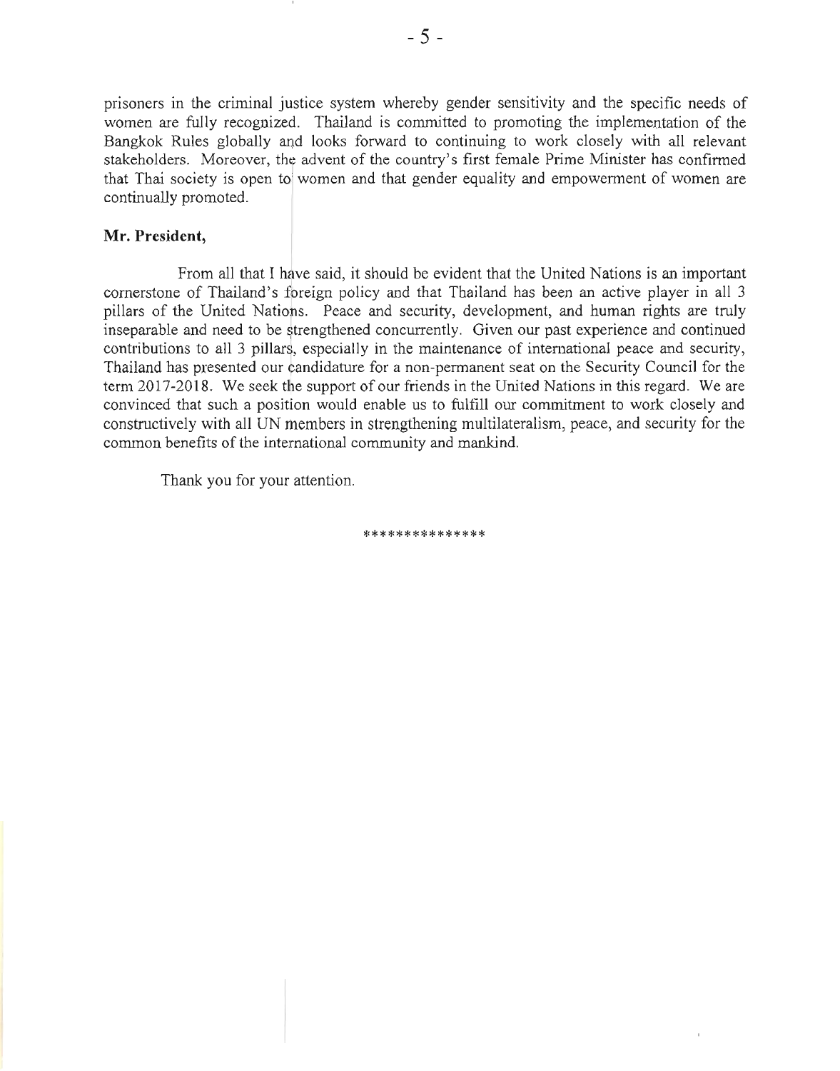prisoners in the criminal justice system whereby gender sensitivity and the specific needs of women are fully recognized. Thailand is committed to promoting the implementation of the Bangkok Rules globally and looks forward to continuing to work closely with all relevant stakeholders. Moreover, the advent of the country's first female Prime Minister has confirmed that Thai society is open to women and that gender equality and empowerment of women are continually promoted.

**Mr. President,**

From all that I have said, it should be evident that the United Nations is an important cornerstone of Thailand's foreign policy and that Thailand has been an active player in all 3 pillars of the United Nations. Peace and security, development, and human rights are truly inseparable and need to be strengthened concurrently. Given our past experience and continued contributions to all 3 pillars, especially in the maintenance of international peace and security, Thailand has presented our candidature for a non-permanent seat on the Security Council for the term 2017-2018. We seek the support of our friends in the United Nations in this regard. We are convinced that such a position would enable us to fulfill our commitment to work closely and constructively with all UN members in strengthening multilateralism, peace, and security for the common benefits of the international community and mankind.

Thank you for your attention.

***************